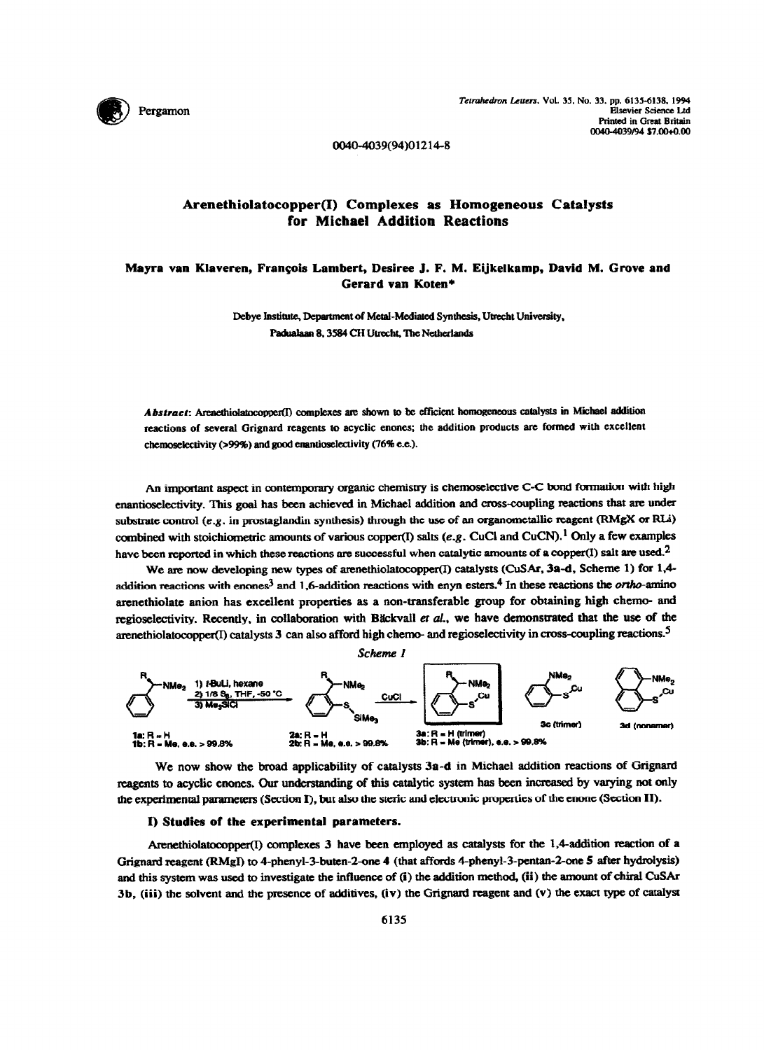# Arenethiolatocopper(I) Complexes as Homogeneous Catalysts for Michael Addition Reactions

**Mayra van Klaveren, François Lambert, Desiree J. F. M. Eijkelkamp, David M. Grove and Gerard van Koten***

Debye Institute, Department of Metal-Mediated Synthesis, Utrecht University, Padualaan 8, 3584 CH Utrecht, The Netherlands

***Abstract***: Arenethiolatocopper(I) complexes are shown to be efficient homogeneous catalysts in Michael addition reactions of several Grignard reagents to acyclic enones; the addition products are formed with excellent chemoselectivity (>99%) and good enantioselectivity (76% e.e.).

An important aspect in contemporary organic chemistry is chemoselective C-C bond formation with high enantioselectivity. This goal has been achieved in Michael addition and cross-coupling reactions that are under substrate control (*e.g.* in prostaglandin synthesis) through the use of an organometallic reagent (RMgX or RLi) combined with stoichiometric amounts of various copper(I) salts (*e.g.* CuCl and CuCN).[1] Only a few examples have been reported in which these reactions are successful when catalytic amounts of a copper(I) salt are used.[2]

We are now developing new types of arenethiolatocopper(I) catalysts (CuSAr, **3a-d**, Scheme 1) for 1,4-addition reactions with enones[3] and 1,6-addition reactions with enyn esters.[4] In these reactions the *ortho*-amino arenethiolate anion has excellent properties as a non-transferable group for obtaining high chemo- and regioselectivity. Recently, in collaboration with Bäckvall *et al.*, we have demonstrated that the use of the arenethiolatocopper(I) catalysts **3** can also afford high chemo- and regioselectivity in cross-coupling reactions.[5]

*Scheme 1*

1) *t*-BuLi, hexane; 2) 1/8 $S_8$, THF, -50 °C; 3) $Me_3SiCl$ — CuCl

**1a**: R = H
**1b**: R = Me, e.e. > 99.8%

**2a**: R = H
**2b**: R = Me, e.e. > 99.8%

**3a**: R = H (trimer)
**3b**: R = Me (trimer), e.e. > 99.8%

**3c** (trimer)

**3d** (nonamer)

We now show the broad applicability of catalysts **3a-d** in Michael addition reactions of Grignard reagents to acyclic enones. Our understanding of this catalytic system has been increased by varying not only the experimental parameters (Section I), but also the steric and electronic properties of the enone (Section II).

### I) Studies of the experimental parameters.

Arenethiolatocopper(I) complexes **3** have been employed as catalysts for the 1,4-addition reaction of a Grignard reagent (RMgI) to 4-phenyl-3-buten-2-one **4** (that affords 4-phenyl-3-pentan-2-one **5** after hydrolysis) and this system was used to investigate the influence of (**i**) the addition method, (**ii**) the amount of chiral CuSAr **3b**, (**iii**) the solvent and the presence of additives, (**iv**) the Grignard reagent and (**v**) the exact type of catalyst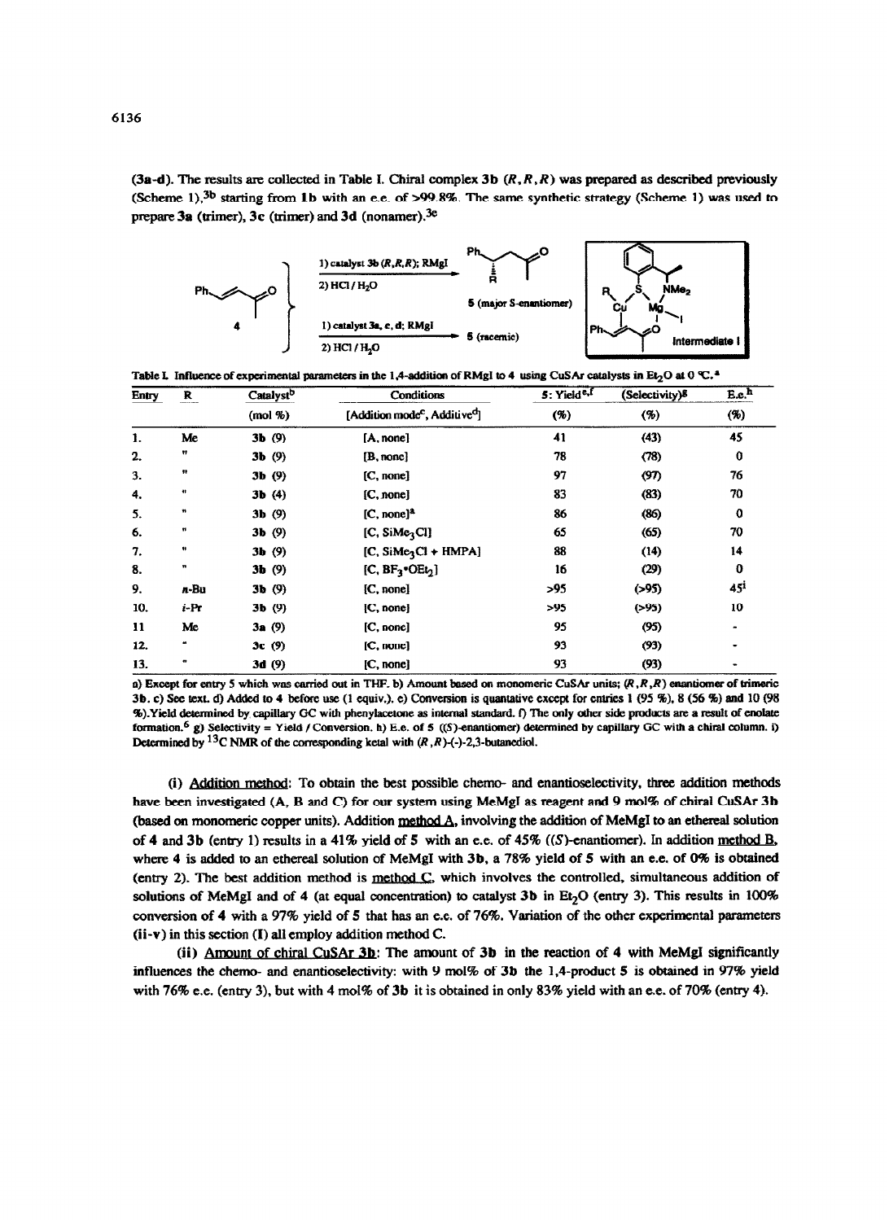(**3a-d**). The results are collected in Table I. Chiral complex **3b** (*R,R,R*) was prepared as described previously (Scheme 1),[3b] starting from **1b** with an e.e. of >99.8%. The same synthetic strategy (Scheme 1) was used to prepare **3a** (trimer), **3c** (trimer) and **3d** (nonamer).[3e]

Table I. Influence of experimental parameters in the 1,4-addition of RMgI to 4 using CuSAr catalysts in $Et_2O$ at 0 °C.[a]

| Entry | R | Catalyst[b] (mol %) | Conditions [Addition mode[c], Additive[d]] | 5: Yield[e,f] (%) | (Selectivity)[g] (%) | E.e.[h] (%) |
|---|---|---|---|---|---|---|
| 1. | Me | **3b** (9) | [A, none] | 41 | (43) | 45 |
| 2. | " | **3b** (9) | [B, none] | 78 | (78) | 0 |
| 3. | " | **3b** (9) | [C, none] | 97 | (97) | 76 |
| 4. | " | **3b** (4) | [C, none] | 83 | (83) | 70 |
| 5. | " | **3b** (9) | [C, none][a] | 86 | (86) | 0 |
| 6. | " | **3b** (9) | [C, $SiMe_3Cl$] | 65 | (65) | 70 |
| 7. | " | **3b** (9) | [C, $SiMe_3Cl$ + HMPA] | 88 | (14) | 14 |
| 8. | " | **3b** (9) | [C, $BF_3{\cdot}OEt_2$] | 16 | (29) | 0 |
| 9. | *n*-Bu | **3b** (9) | [C, none] | >95 | (>95) | 45[i] |
| 10. | *i*-Pr | **3b** (9) | [C, none] | >95 | (>95) | 10 |
| 11 | Me | **3a** (9) | [C, none] | 95 | (95) | - |
| 12. | " | **3c** (9) | [C, none] | 93 | (93) | - |
| 13. | " | **3d** (9) | [C, none] | 93 | (93) | - |

a) Except for entry 5 which was carried out in THF. b) Amount based on monomeric CuSAr units; (*R,R,R*) enantiomer of trimeric **3b**. c) See text. d) Added to **4** before use (1 equiv.). e) Conversion is quantative except for entries 1 (95 %), 8 (56 %) and 10 (98 %).Yield determined by capillary GC with phenylacetone as internal standard. f) The only other side products are a result of enolate formation.[6] g) Selectivity = Yield / Conversion. h) E.e. of **5** ((*S*)-enantiomer) determined by capillary GC with a chiral column. i) Determined by $^{13}C$ NMR of the corresponding ketal with (*R,R*)-(-)-2,3-butanediol.

(i) <u>Addition method</u>: To obtain the best possible chemo- and enantioselectivity, three addition methods have been investigated (A, B and C) for our system using MeMgI as reagent and 9 mol% of chiral CuSAr **3b** (based on monomeric copper units). Addition <u>method A</u>, involving the addition of MeMgI to an ethereal solution of **4** and **3b** (entry 1) results in a 41% yield of **5** with an e.e. of 45% ((*S*)-enantiomer). In addition <u>method B</u>, where **4** is added to an ethereal solution of MeMgI with **3b**, a 78% yield of **5** with an e.e. of 0% is obtained (entry 2). The best addition method is <u>method C</u>, which involves the controlled, simultaneous addition of solutions of MeMgI and of **4** (at equal concentration) to catalyst **3b** in $Et_2O$ (entry 3). This results in 100% conversion of **4** with a 97% yield of **5** that has an e.e. of 76%. Variation of the other experimental parameters (ii-v) in this section (I) all employ addition method C.

(ii) <u>Amount of chiral CuSAr **3b**</u>: The amount of **3b** in the reaction of **4** with MeMgI significantly influences the chemo- and enantioselectivity: with 9 mol% of **3b** the 1,4-product **5** is obtained in 97% yield with 76% e.e. (entry 3), but with 4 mol% of **3b** it is obtained in only 83% yield with an e.e. of 70% (entry 4).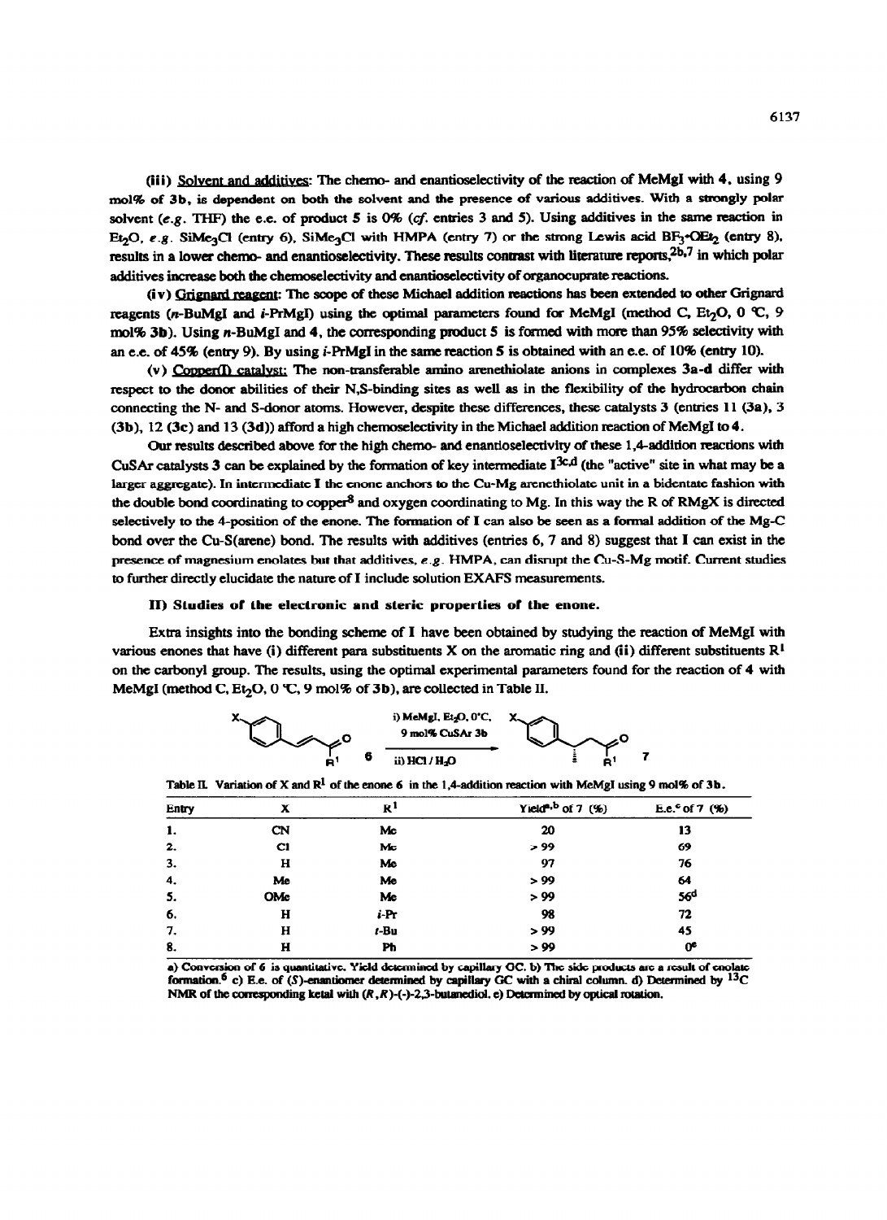**(iii)** <u>Solvent and additives</u>: The chemo- and enantioselectivity of the reaction of MeMgI with **4**, using 9 mol% of **3b**, is dependent on both the solvent and the presence of various additives. With a strongly polar solvent (*e.g.* THF) the e.e. of product **5** is 0% (*cf.* entries 3 and 5). Using additives in the same reaction in $Et_2O$, *e.g.* $SiMe_3Cl$ (entry 6), $SiMe_3Cl$ with HMPA (entry 7) or the strong Lewis acid $BF_3{\cdot}OEt_2$ (entry 8), results in a lower chemo- and enantioselectivity. These results contrast with literature reports,[2b,7] in which polar additives increase both the chemoselectivity and enantioselectivity of organocuprate reactions.

**(iv)** <u>Grignard reagent</u>: The scope of these Michael addition reactions has been extended to other Grignard reagents (*n*-BuMgI and *i*-PrMgI) using the optimal parameters found for MeMgI (method C, $Et_2O$, 0 °C, 9 mol% **3b**). Using *n*-BuMgI and **4**, the corresponding product **5** is formed with more than 95% selectivity with an e.e. of 45% (entry 9). By using *i*-PrMgI in the same reaction **5** is obtained with an e.e. of 10% (entry 10).

**(v)** <u>Copper(I) catalyst</u>: The non-transferable amino arenethiolate anions in complexes **3a-d** differ with respect to the donor abilities of their N,S-binding sites as well as in the flexibility of the hydrocarbon chain connecting the N- and S-donor atoms. However, despite these differences, these catalysts **3** (entries 11 (**3a**), 3 (**3b**), 12 (**3c**) and 13 (**3d**)) afford a high chemoselectivity in the Michael addition reaction of MeMgI to **4**.

Our results described above for the high chemo- and enantioselectivity of these 1,4-addition reactions with CuSAr catalysts **3** can be explained by the formation of key intermediate **I**[3c,d] (the "active" site in what may be a larger aggregate). In intermediate **I** the enone anchors to the Cu-Mg arenethiolate unit in a bidentate fashion with the double bond coordinating to copper[8] and oxygen coordinating to Mg. In this way the R of RMgX is directed selectively to the 4-position of the enone. The formation of **I** can also be seen as a formal addition of the Mg-C bond over the Cu-S(arene) bond. The results with additives (entries 6, 7 and 8) suggest that **I** can exist in the presence of magnesium enolates but that additives, *e.g.* HMPA, can disrupt the Cu-S-Mg motif. Current studies to further directly elucidate the nature of **I** include solution EXAFS measurements.

## II) Studies of the electronic and steric properties of the enone.

Extra insights into the bonding scheme of **I** have been obtained by studying the reaction of MeMgI with various enones that have (i) different para substituents X on the aromatic ring and (ii) different substituents $R^1$ on the carbonyl group. The results, using the optimal experimental parameters found for the reaction of **4** with MeMgI (method C, $Et_2O$, 0 °C, 9 mol% of **3b**), are collected in Table II.

**6** → **7**: i) MeMgI, $Et_2O$, 0°C, 9 mol% CuSAr **3b**; ii) HCl / $H_2O$

Table II. Variation of X and $R^1$ of the enone **6** in the 1,4-addition reaction with MeMgI using 9 mol% of **3b**.

| Entry | X | $R^1$ | Yield[a,b] of 7 (%) | E.e.[c] of 7 (%) |
|---|---|---|---|---|
| 1. | CN | Me | 20 | 13 |
| 2. | Cl | Me | > 99 | 69 |
| 3. | H | Me | 97 | 76 |
| 4. | Me | Me | > 99 | 64 |
| 5. | OMe | Me | > 99 | 56[d] |
| 6. | H | *i*-Pr | 98 | 72 |
| 7. | H | *t*-Bu | > 99 | 45 |
| 8. | H | Ph | > 99 | 0[e] |

a) Conversion of **6** is quantitative. Yield determined by capillary GC. b) The side products are a result of enolate formation.[6] c) E.e. of (*S*)-enantiomer determined by capillary GC with a chiral column. d) Determined by $^{13}C$ NMR of the corresponding ketal with (*R*,*R*)-(-)-2,3-butanediol. e) Determined by optical rotation.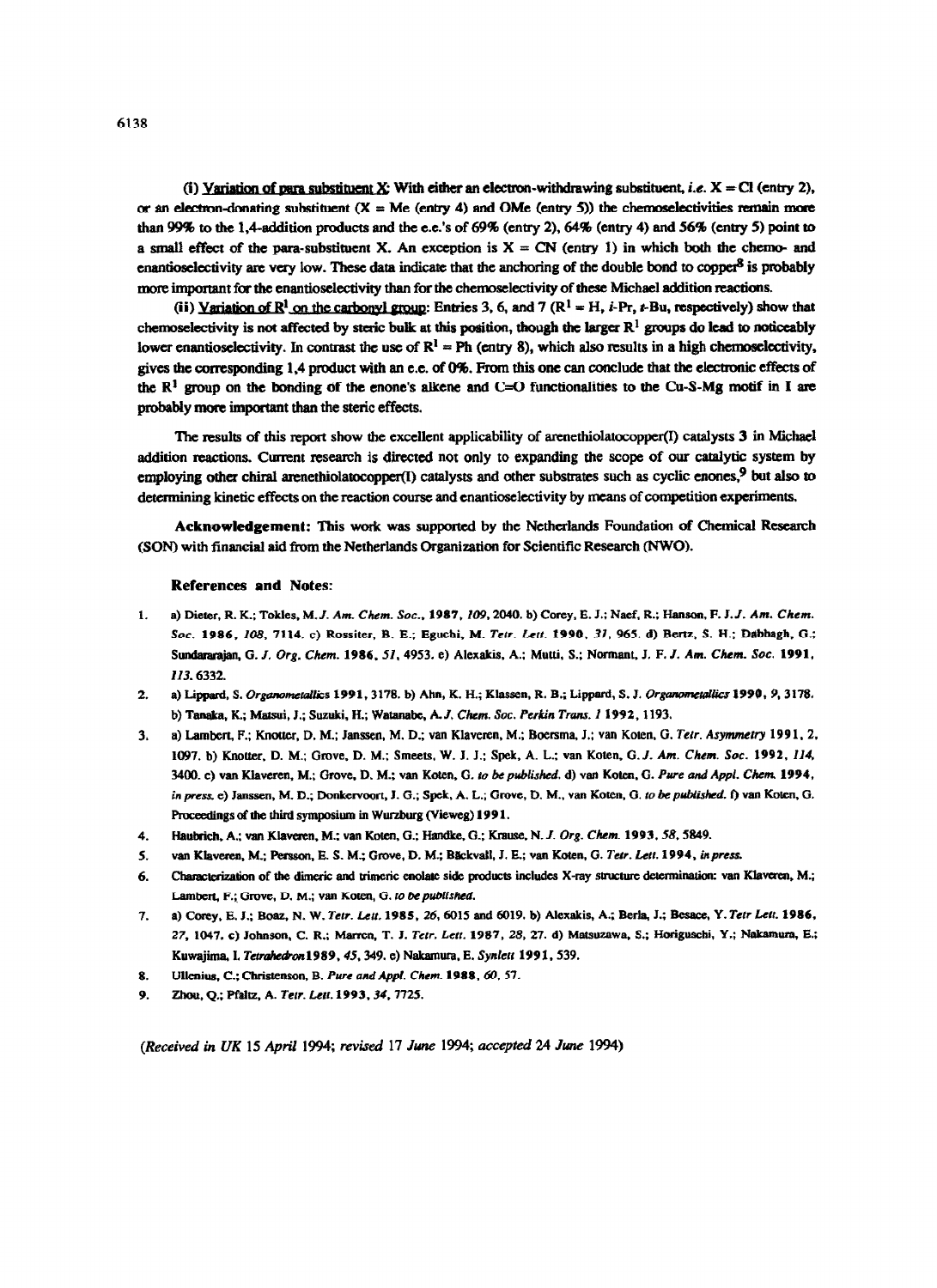(i) Variation of para substituent X: With either an electron-withdrawing substituent, *i.e.* X = Cl (entry 2), or an electron-donating substituent (X = Me (entry 4) and OMe (entry 5)) the chemoselectivities remain more than 99% to the 1,4-addition products and the e.e.'s of 69% (entry 2), 64% (entry 4) and 56% (entry 5) point to a small effect of the para-substituent X. An exception is X = CN (entry 1) in which both the chemo- and enantioselectivity are very low. These data indicate that the anchoring of the double bond to copper[8] is probably more important for the enantioselectivity than for the chemoselectivity of these Michael addition reactions.

(ii) Variation of $R^1$ on the carbonyl group: Entries 3, 6, and 7 ($R^1$ = H, *i*-Pr, *t*-Bu, respectively) show that chemoselectivity is not affected by steric bulk at this position, though the larger $R^1$ groups do lead to noticeably lower enantioselectivity. In contrast the use of $R^1$ = Ph (entry 8), which also results in a high chemoselectivity, gives the corresponding 1,4 product with an e.e. of 0%. From this one can conclude that the electronic effects of the $R^1$ group on the bonding of the enone's alkene and C=O functionalities to the Cu-S-Mg motif in I are probably more important than the steric effects.

The results of this report show the excellent applicability of arenethiolatocopper(I) catalysts 3 in Michael addition reactions. Current research is directed not only to expanding the scope of our catalytic system by employing other chiral arenethiolatocopper(I) catalysts and other substrates such as cyclic enones,[9] but also to determining kinetic effects on the reaction course and enantioselectivity by means of competition experiments.

**Acknowledgement:** This work was supported by the Netherlands Foundation of Chemical Research (SON) with financial aid from the Netherlands Organization for Scientific Research (NWO).

### References and Notes:

1. a) Dieter, R. K.; Tokles, M. *J. Am. Chem. Soc.*, **1987**, *109*, 2040. b) Corey, E. J.; Naef, R.; Hanson, F. J. *J. Am. Chem. Soc.* **1986**, *108*, 7114. c) Rossiter, B. E.; Eguchi, M. *Tetr. Lett.* **1990**, *31*, 965. d) Bertz, S. H.; Dabbagh, G.; Sundararajan, G. *J. Org. Chem.* **1986**, *51*, 4953. e) Alexakis, A.; Mutti, S.; Normant, J. F. *J. Am. Chem. Soc.* **1991**, *113*, 6332.
2. a) Lippard, S. *Organometallics* **1991**, 3178. b) Ahn, K. H.; Klassen, R. B.; Lippard, S. J. *Organometallics* **1990**, *9*, 3178. b) Tanaka, K.; Matsui, J.; Suzuki, H.; Watanabe, A. *J. Chem. Soc. Perkin Trans. 1* **1992**, 1193.
3. a) Lambert, F.; Knotter, D. M.; Janssen, M. D.; van Klaveren, M.; Boersma, J.; van Koten, G. *Tetr. Asymmetry* **1991**, *2*, 1097. b) Knotter, D. M.; Grove, D. M.; Smeets, W. J. J.; Spek, A. L.; van Koten, G. *J. Am. Chem. Soc.* **1992**, *114*, 3400. c) van Klaveren, M.; Grove, D. M.; van Koten, G. *to be published*. d) van Koten, G. *Pure and Appl. Chem.* **1994**, *in press*. e) Janssen, M. D.; Donkervoort, J. G.; Spek, A. L.; Grove, D. M., van Koten, G. *to be published*. f) van Koten, G. Proceedings of the third symposium in Wurzburg (Vieweg) **1991**.
4. Haubrich, A.; van Klaveren, M.; van Koten, G.; Handke, G.; Krause, N. *J. Org. Chem.* **1993**, *58*, 5849.
5. van Klaveren, M.; Persson, E. S. M.; Grove, D. M.; Bäckvall, J. E.; van Koten, G. *Tetr. Lett.* **1994**, *in press*.
6. Characterization of the dimeric and trimeric enolate side products includes X-ray structure determination: van Klaveren, M.; Lambert, F.; Grove, D. M.; van Koten, G. *to be published*.
7. a) Corey, E. J.; Boaz, N. W. *Tetr. Lett.* **1985**, *26*, 6015 and 6019. b) Alexakis, A.; Berlan, J.; Besace, Y. *Tetr Lett.* **1986**, *27*, 1047. c) Johnson, C. R.; Marren, T. J. *Tetr. Lett.* **1987**, *28*, 27. d) Matsuzawa, S.; Horiguchi, Y.; Nakamura, E.; Kuwajima, I. *Tetrahedron* **1989**, *45*, 349. e) Nakamura, E. *Synlett* **1991**, 539.
8. Ullenius, C.; Christenson, B. *Pure and Appl. Chem.* **1988**, *60*, 57.
9. Zhou, Q.; Pfaltz, A. *Tetr. Lett.* **1993**, *34*, 7725.

*(Received in UK 15 April 1994; revised 17 June 1994; accepted 24 June 1994)*